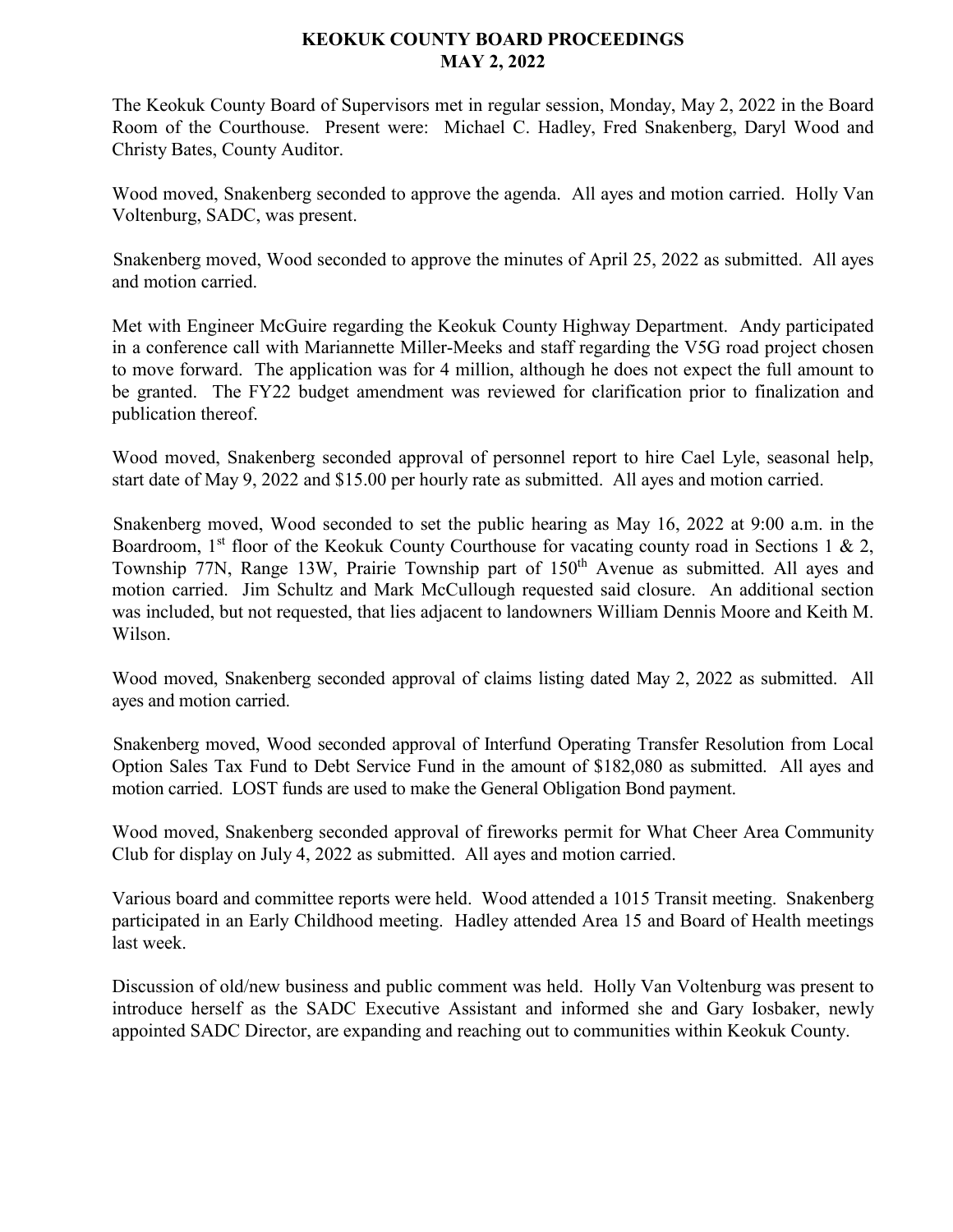# KEOKUK COUNTY BOARD PROCEEDINGS
## MAY 2, 2022

The Keokuk County Board of Supervisors met in regular session, Monday, May 2, 2022 in the Board Room of the Courthouse. Present were: Michael C. Hadley, Fred Snakenberg, Daryl Wood and Christy Bates, County Auditor.

Wood moved, Snakenberg seconded to approve the agenda. All ayes and motion carried. Holly Van Voltenburg, SADC, was present.

Snakenberg moved, Wood seconded to approve the minutes of April 25, 2022 as submitted. All ayes and motion carried.

Met with Engineer McGuire regarding the Keokuk County Highway Department. Andy participated in a conference call with Mariannette Miller-Meeks and staff regarding the V5G road project chosen to move forward. The application was for 4 million, although he does not expect the full amount to be granted. The FY22 budget amendment was reviewed for clarification prior to finalization and publication thereof.

Wood moved, Snakenberg seconded approval of personnel report to hire Cael Lyle, seasonal help, start date of May 9, 2022 and $15.00 per hourly rate as submitted. All ayes and motion carried.

Snakenberg moved, Wood seconded to set the public hearing as May 16, 2022 at 9:00 a.m. in the Boardroom, 1st floor of the Keokuk County Courthouse for vacating county road in Sections 1 & 2, Township 77N, Range 13W, Prairie Township part of 150th Avenue as submitted. All ayes and motion carried. Jim Schultz and Mark McCullough requested said closure. An additional section was included, but not requested, that lies adjacent to landowners William Dennis Moore and Keith M. Wilson.

Wood moved, Snakenberg seconded approval of claims listing dated May 2, 2022 as submitted. All ayes and motion carried.

Snakenberg moved, Wood seconded approval of Interfund Operating Transfer Resolution from Local Option Sales Tax Fund to Debt Service Fund in the amount of $182,080 as submitted. All ayes and motion carried. LOST funds are used to make the General Obligation Bond payment.

Wood moved, Snakenberg seconded approval of fireworks permit for What Cheer Area Community Club for display on July 4, 2022 as submitted. All ayes and motion carried.

Various board and committee reports were held. Wood attended a 1015 Transit meeting. Snakenberg participated in an Early Childhood meeting. Hadley attended Area 15 and Board of Health meetings last week.

Discussion of old/new business and public comment was held. Holly Van Voltenburg was present to introduce herself as the SADC Executive Assistant and informed she and Gary Iosbaker, newly appointed SADC Director, are expanding and reaching out to communities within Keokuk County.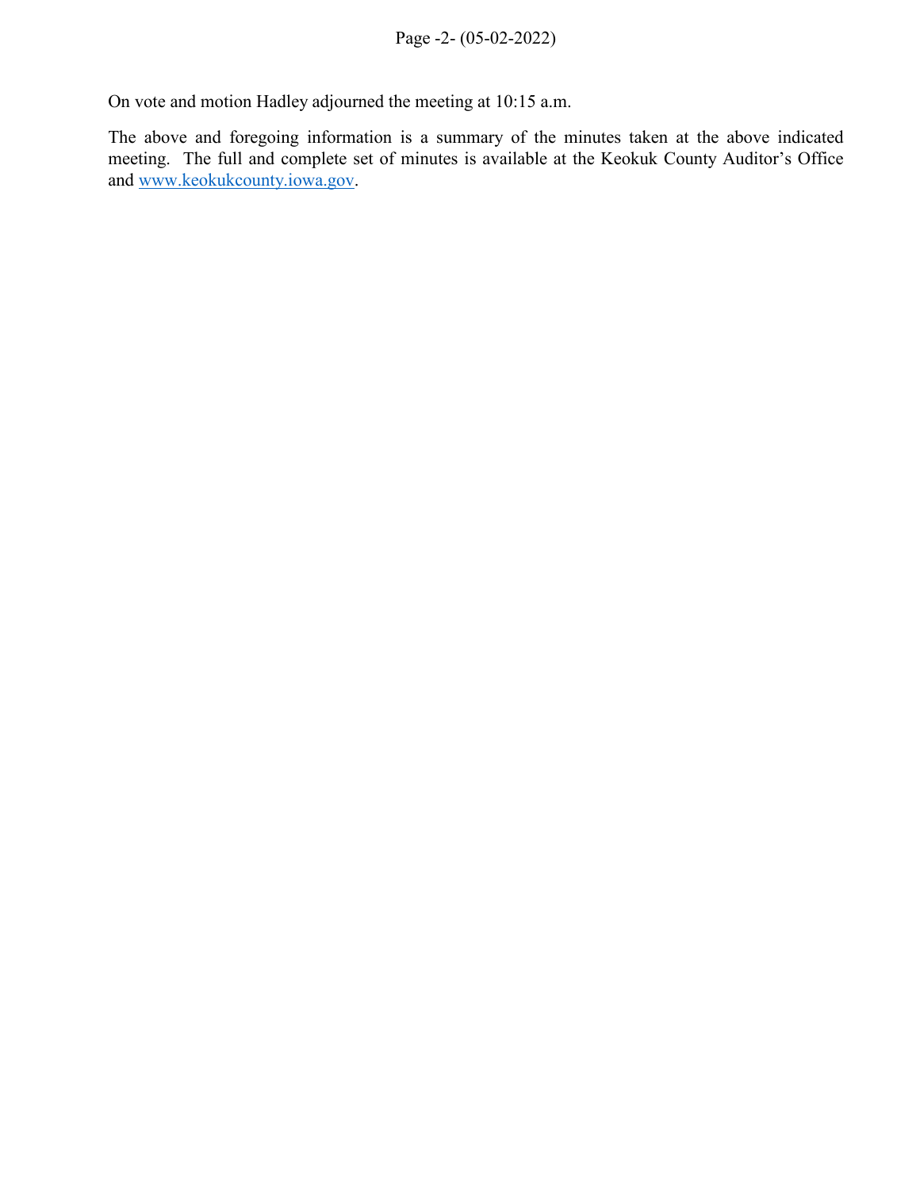On vote and motion Hadley adjourned the meeting at 10:15 a.m.

The above and foregoing information is a summary of the minutes taken at the above indicated meeting. The full and complete set of minutes is available at the Keokuk County Auditor's Office and [www.keokukcounty.iowa.gov](http://www.keokukcounty.iowa.gov).